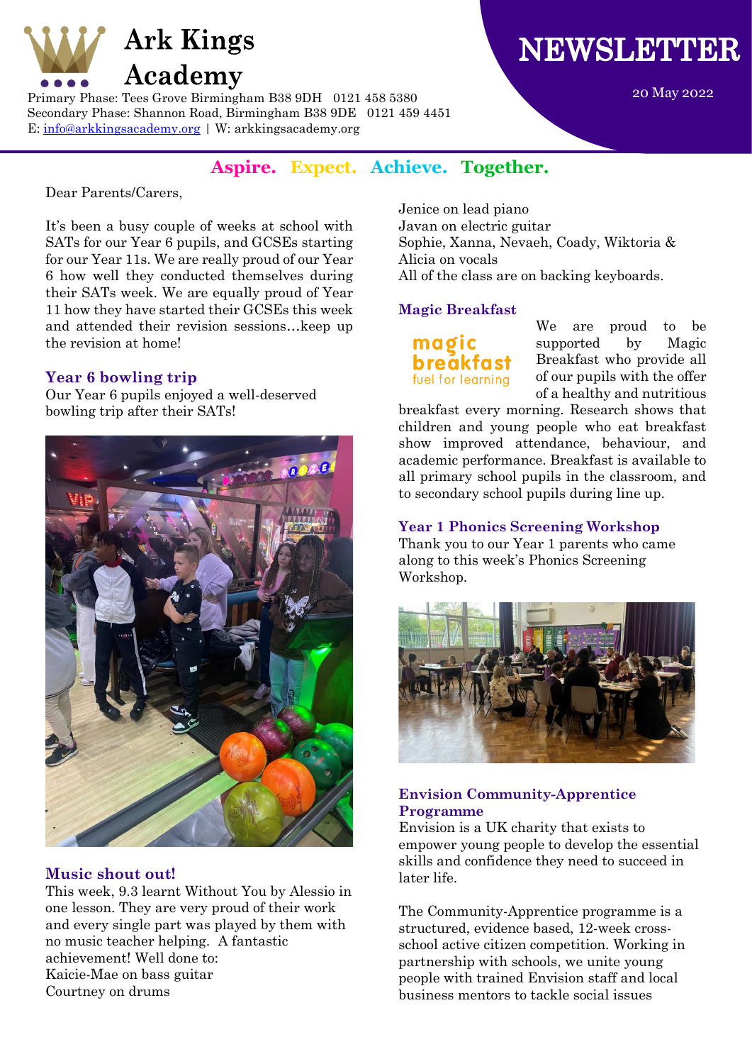# Ark Kings Academy

Primary Phase: Tees Grove Birmingham B38 9DH 0121 458 5380
Secondary Phase: Shannon Road, Birmingham B38 9DE 0121 459 4451
E: info@arkkingsacademy.org | W: arkkingsacademy.org

# NEWSLETTER

20 May 2022

**Aspire. Expect. Achieve. Together.**

Dear Parents/Carers,

It's been a busy couple of weeks at school with SATs for our Year 6 pupils, and GCSEs starting for our Year 11s. We are really proud of our Year 6 how well they conducted themselves during their SATs week. We are equally proud of Year 11 how they have started their GCSEs this week and attended their revision sessions…keep up the revision at home!

## Year 6 bowling trip

Our Year 6 pupils enjoyed a well-deserved bowling trip after their SATs!

## Music shout out!

This week, 9.3 learnt Without You by Alessio in one lesson. They are very proud of their work and every single part was played by them with no music teacher helping. A fantastic achievement! Well done to:

Kaicie-Mae on bass guitar
Courtney on drums
Jenice on lead piano
Javan on electric guitar
Sophie, Xanna, Nevaeh, Coady, Wiktoria & Alicia on vocals
All of the class are on backing keyboards.

## Magic Breakfast

We are proud to be supported by Magic Breakfast who provide all of our pupils with the offer of a healthy and nutritious breakfast every morning. Research shows that children and young people who eat breakfast show improved attendance, behaviour, and academic performance. Breakfast is available to all primary school pupils in the classroom, and to secondary school pupils during line up.

## Year 1 Phonics Screening Workshop

Thank you to our Year 1 parents who came along to this week's Phonics Screening Workshop.

## Envision Community-Apprentice Programme

Envision is a UK charity that exists to empower young people to develop the essential skills and confidence they need to succeed in later life.

The Community-Apprentice programme is a structured, evidence based, 12-week cross-school active citizen competition. Working in partnership with schools, we unite young people with trained Envision staff and local business mentors to tackle social issues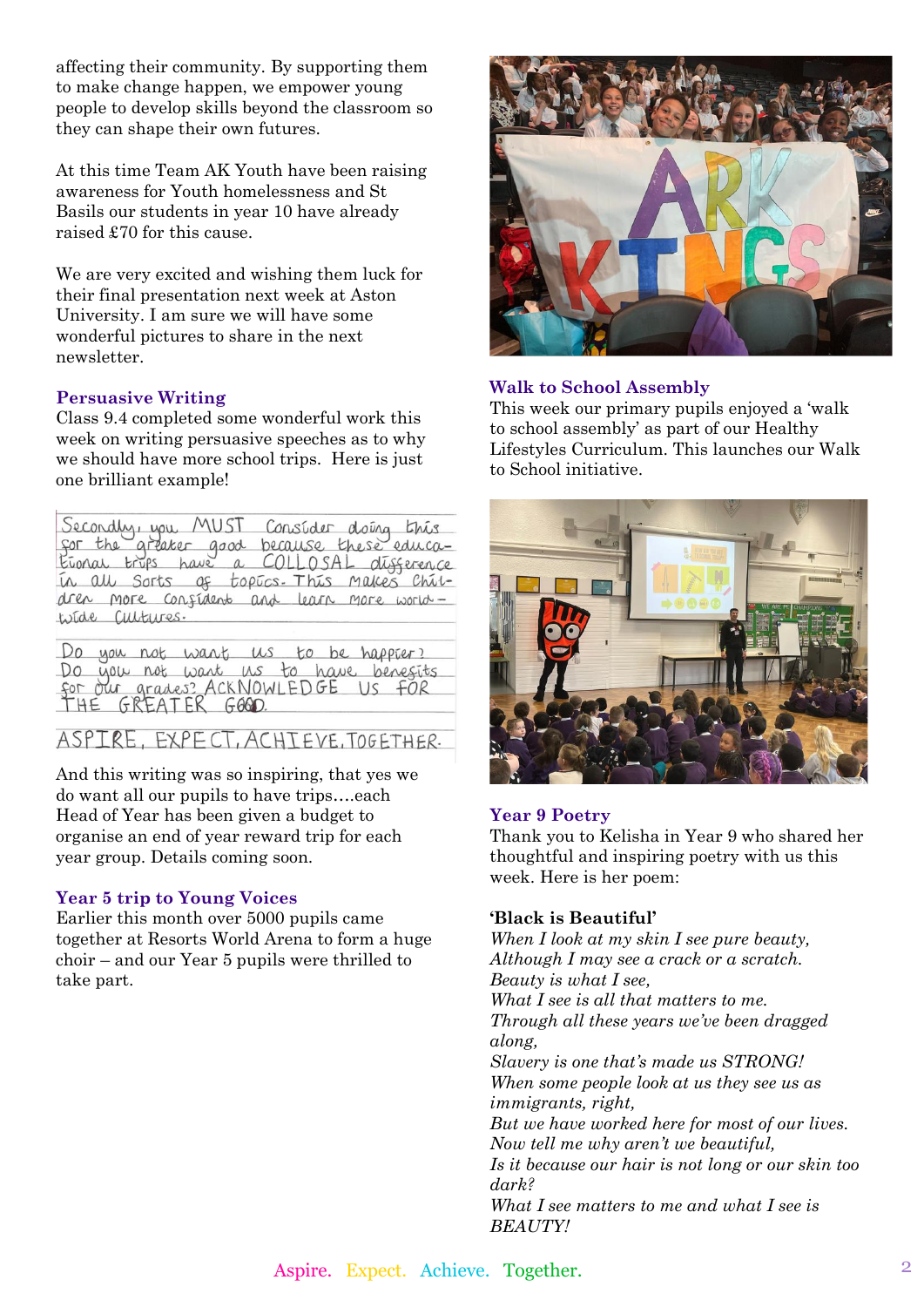affecting their community. By supporting them to make change happen, we empower young people to develop skills beyond the classroom so they can shape their own futures.

At this time Team AK Youth have been raising awareness for Youth homelessness and St Basils our students in year 10 have already raised £70 for this cause.

We are very excited and wishing them luck for their final presentation next week at Aston University. I am sure we will have some wonderful pictures to share in the next newsletter.

### Persuasive Writing

Class 9.4 completed some wonderful work this week on writing persuasive speeches as to why we should have more school trips. Here is just one brilliant example!

Secondly, you MUST consider doing this for the greater good because these educational trips have a COLLOSAL difference in all sorts of topics. This makes children more confident and learn more world-wide cultures.

Do you not want us to be happier? Do you not want us to have benefits for our grades? ACKNOWLEDGE US FOR THE GREATER GOOD.

ASPIRE, EXPECT, ACHIEVE, TOGETHER.

And this writing was so inspiring, that yes we do want all our pupils to have trips….each Head of Year has been given a budget to organise an end of year reward trip for each year group. Details coming soon.

### Year 5 trip to Young Voices

Earlier this month over 5000 pupils came together at Resorts World Arena to form a huge choir – and our Year 5 pupils were thrilled to take part.

### Walk to School Assembly

This week our primary pupils enjoyed a 'walk to school assembly' as part of our Healthy Lifestyles Curriculum. This launches our Walk to School initiative.

### Year 9 Poetry

Thank you to Kelisha in Year 9 who shared her thoughtful and inspiring poetry with us this week. Here is her poem:

**'Black is Beautiful'**

*When I look at my skin I see pure beauty,*
*Although I may see a crack or a scratch.*
*Beauty is what I see,*
*What I see is all that matters to me.*
*Through all these years we've been dragged along,*
*Slavery is one that's made us STRONG!*
*When some people look at us they see us as immigrants, right,*
*But we have worked here for most of our lives.*
*Now tell me why aren't we beautiful,*
*Is it because our hair is not long or our skin too dark?*
*What I see matters to me and what I see is BEAUTY!*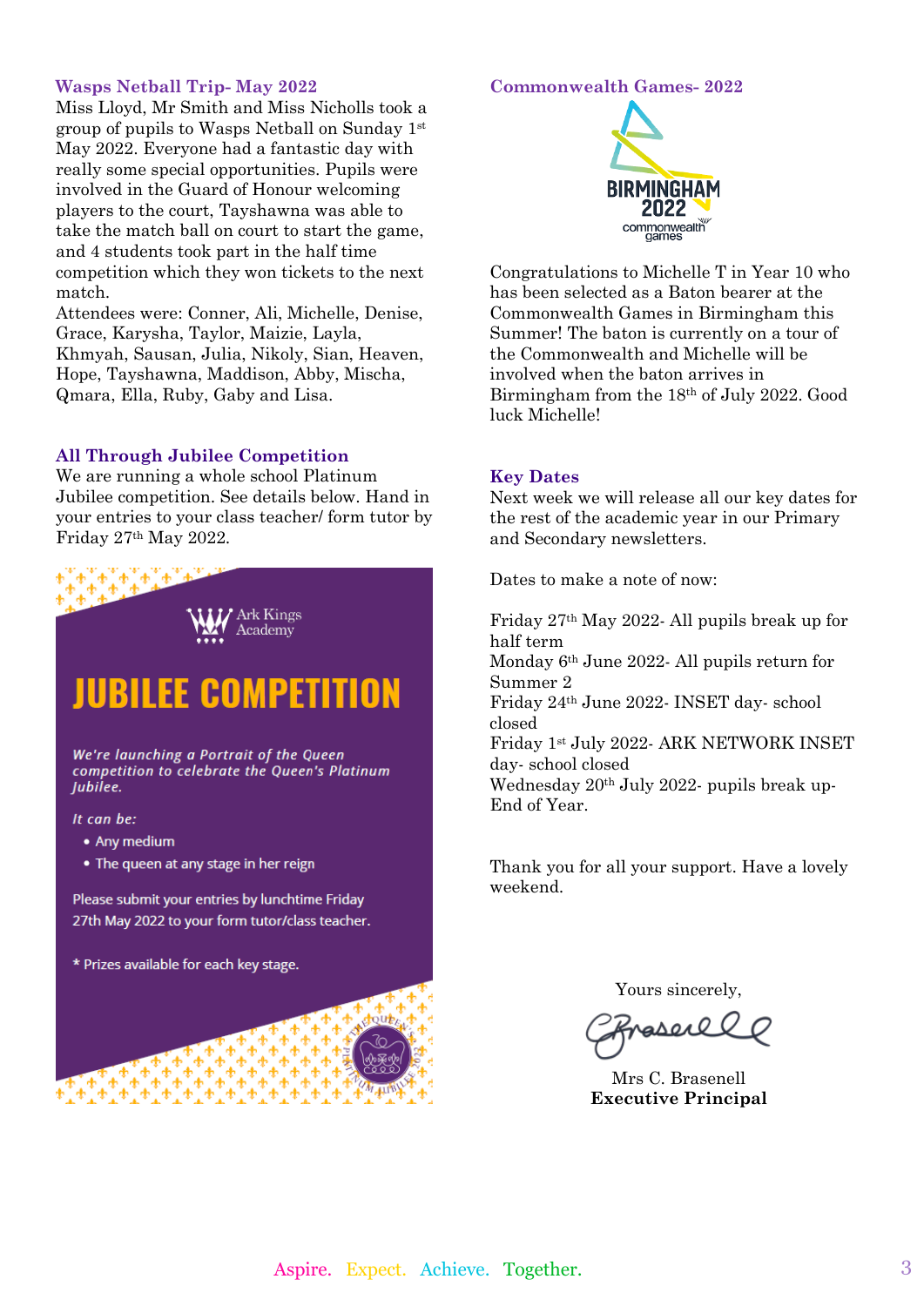## Wasps Netball Trip- May 2022

Miss Lloyd, Mr Smith and Miss Nicholls took a group of pupils to Wasps Netball on Sunday 1st May 2022. Everyone had a fantastic day with really some special opportunities. Pupils were involved in the Guard of Honour welcoming players to the court, Tayshawna was able to take the match ball on court to start the game, and 4 students took part in the half time competition which they won tickets to the next match.

Attendees were: Conner, Ali, Michelle, Denise, Grace, Karysha, Taylor, Maizie, Layla, Khmyah, Sausan, Julia, Nikoly, Sian, Heaven, Hope, Tayshawna, Maddison, Abby, Mischa, Qmara, Ella, Ruby, Gaby and Lisa.

## All Through Jubilee Competition

We are running a whole school Platinum Jubilee competition. See details below. Hand in your entries to your class teacher/ form tutor by Friday 27th May 2022.

Ark Kings Academy

# JUBILEE COMPETITION

*We're launching a Portrait of the Queen competition to celebrate the Queen's Platinum Jubilee.*

*It can be:*

- Any medium
- The queen at any stage in her reign

Please submit your entries by lunchtime Friday 27th May 2022 to your form tutor/class teacher.

* Prizes available for each key stage.

## Commonwealth Games- 2022

BIRMINGHAM 2022 commonwealth games

Congratulations to Michelle T in Year 10 who has been selected as a Baton bearer at the Commonwealth Games in Birmingham this Summer! The baton is currently on a tour of the Commonwealth and Michelle will be involved when the baton arrives in Birmingham from the 18th of July 2022. Good luck Michelle!

## Key Dates

Next week we will release all our key dates for the rest of the academic year in our Primary and Secondary newsletters.

Dates to make a note of now:

Friday 27th May 2022- All pupils break up for half term
Monday 6th June 2022- All pupils return for Summer 2
Friday 24th June 2022- INSET day- school closed
Friday 1st July 2022- ARK NETWORK INSET day- school closed
Wednesday 20th July 2022- pupils break up- End of Year.

Thank you for all your support. Have a lovely weekend.

Yours sincerely,

Mrs C. Brasenell
**Executive Principal**

Aspire. Expect. Achieve. Together.